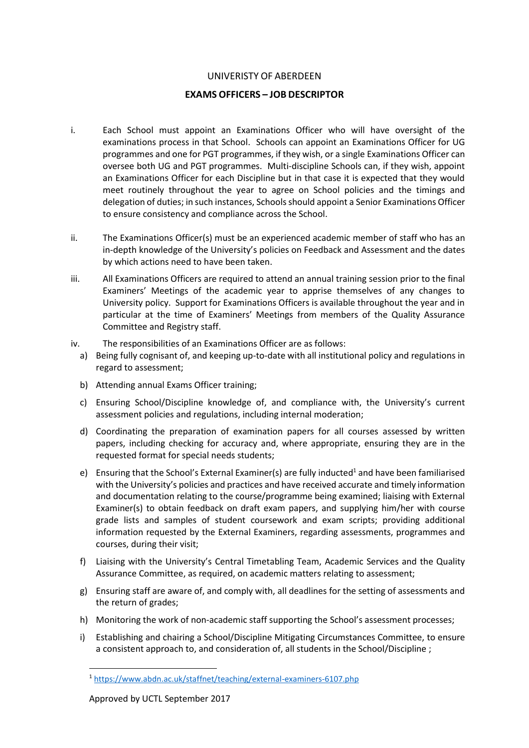UNIVERISTY OF ABERDEEN

# EXAMS OFFICERS – JOB DESCRIPTOR

i. Each School must appoint an Examinations Officer who will have oversight of the examinations process in that School. Schools can appoint an Examinations Officer for UG programmes and one for PGT programmes, if they wish, or a single Examinations Officer can oversee both UG and PGT programmes. Multi-discipline Schools can, if they wish, appoint an Examinations Officer for each Discipline but in that case it is expected that they would meet routinely throughout the year to agree on School policies and the timings and delegation of duties; in such instances, Schools should appoint a Senior Examinations Officer to ensure consistency and compliance across the School.

ii. The Examinations Officer(s) must be an experienced academic member of staff who has an in-depth knowledge of the University's policies on Feedback and Assessment and the dates by which actions need to have been taken.

iii. All Examinations Officers are required to attend an annual training session prior to the final Examiners' Meetings of the academic year to apprise themselves of any changes to University policy. Support for Examinations Officers is available throughout the year and in particular at the time of Examiners' Meetings from members of the Quality Assurance Committee and Registry staff.

iv. The responsibilities of an Examinations Officer are as follows:

a) Being fully cognisant of, and keeping up-to-date with all institutional policy and regulations in regard to assessment;

b) Attending annual Exams Officer training;

c) Ensuring School/Discipline knowledge of, and compliance with, the University's current assessment policies and regulations, including internal moderation;

d) Coordinating the preparation of examination papers for all courses assessed by written papers, including checking for accuracy and, where appropriate, ensuring they are in the requested format for special needs students;

e) Ensuring that the School's External Examiner(s) are fully inducted[1] and have been familiarised with the University's policies and practices and have received accurate and timely information and documentation relating to the course/programme being examined; liaising with External Examiner(s) to obtain feedback on draft exam papers, and supplying him/her with course grade lists and samples of student coursework and exam scripts; providing additional information requested by the External Examiners, regarding assessments, programmes and courses, during their visit;

f) Liaising with the University's Central Timetabling Team, Academic Services and the Quality Assurance Committee, as required, on academic matters relating to assessment;

g) Ensuring staff are aware of, and comply with, all deadlines for the setting of assessments and the return of grades;

h) Monitoring the work of non-academic staff supporting the School's assessment processes;

i) Establishing and chairing a School/Discipline Mitigating Circumstances Committee, to ensure a consistent approach to, and consideration of, all students in the School/Discipline ;

[1] https://www.abdn.ac.uk/staffnet/teaching/external-examiners-6107.php

Approved by UCTL September 2017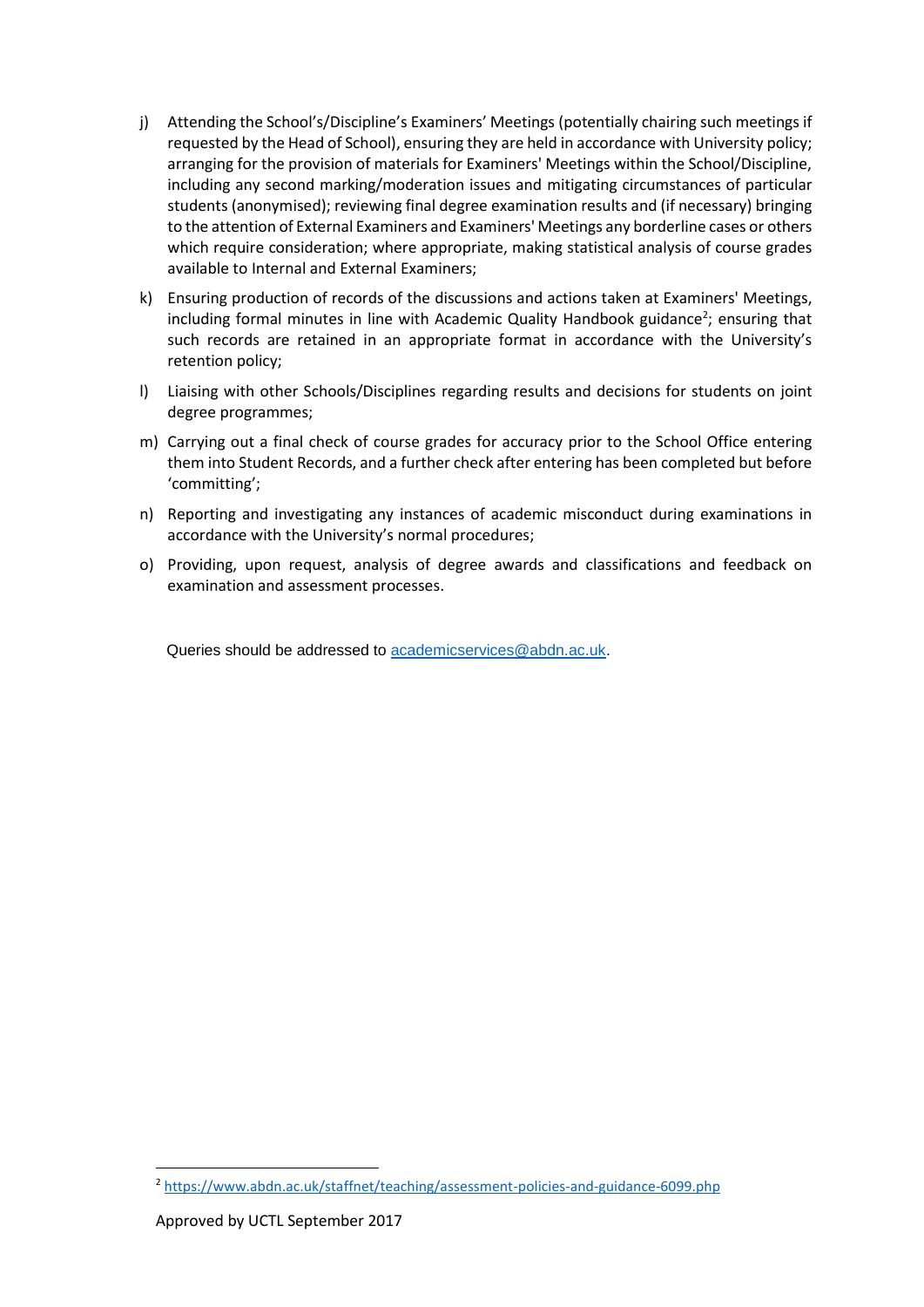j) Attending the School's/Discipline's Examiners' Meetings (potentially chairing such meetings if requested by the Head of School), ensuring they are held in accordance with University policy; arranging for the provision of materials for Examiners' Meetings within the School/Discipline, including any second marking/moderation issues and mitigating circumstances of particular students (anonymised); reviewing final degree examination results and (if necessary) bringing to the attention of External Examiners and Examiners' Meetings any borderline cases or others which require consideration; where appropriate, making statistical analysis of course grades available to Internal and External Examiners;

k) Ensuring production of records of the discussions and actions taken at Examiners' Meetings, including formal minutes in line with Academic Quality Handbook guidance[2]; ensuring that such records are retained in an appropriate format in accordance with the University's retention policy;

l) Liaising with other Schools/Disciplines regarding results and decisions for students on joint degree programmes;

m) Carrying out a final check of course grades for accuracy prior to the School Office entering them into Student Records, and a further check after entering has been completed but before 'committing';

n) Reporting and investigating any instances of academic misconduct during examinations in accordance with the University's normal procedures;

o) Providing, upon request, analysis of degree awards and classifications and feedback on examination and assessment processes.

Queries should be addressed to academicservices@abdn.ac.uk.

---

[2] https://www.abdn.ac.uk/staffnet/teaching/assessment-policies-and-guidance-6099.php

Approved by UCTL September 2017